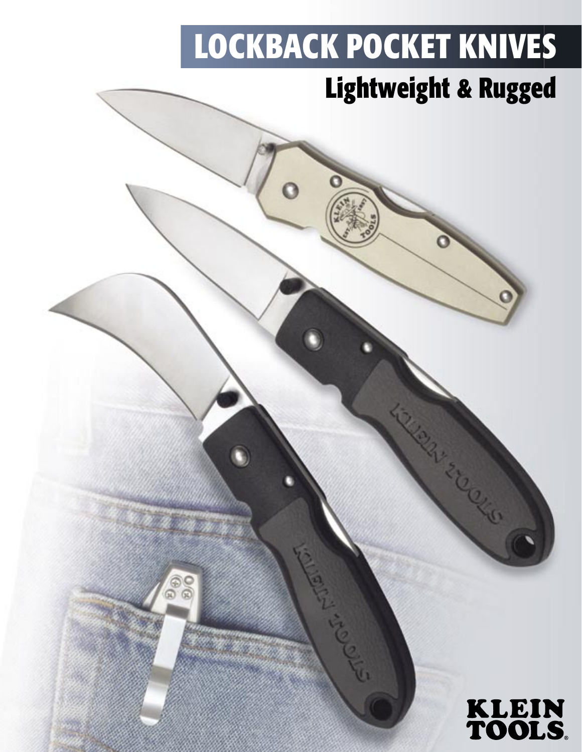# LOCKBACK POCKET KNIVES

## Lightweight & Rugged

KLEIN TOOLS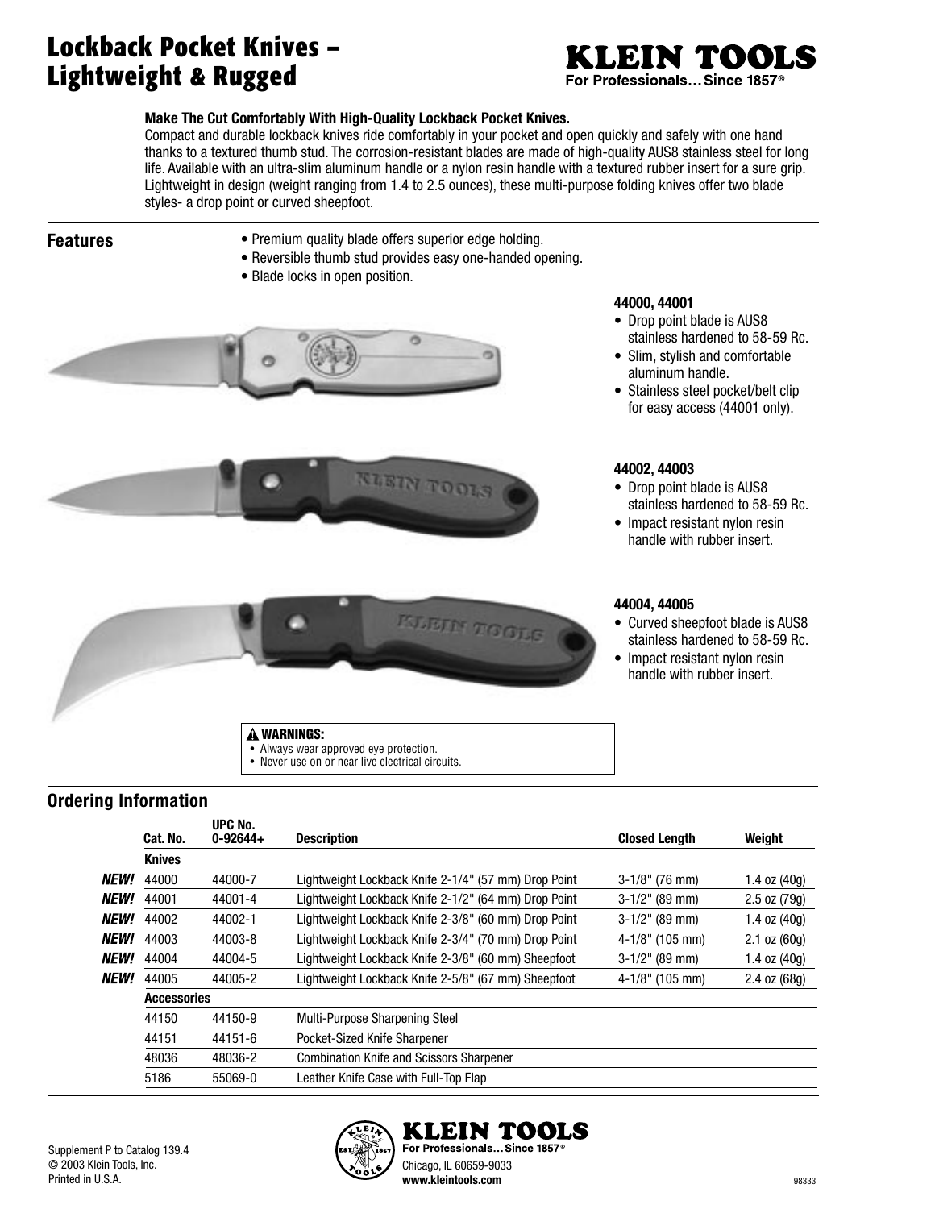# Lockback Pocket Knives – Lightweight & Rugged

**KLEIN TOOLS**
For Professionals… Since 1857®

**Make The Cut Comfortably With High-Quality Lockback Pocket Knives.**
Compact and durable lockback knives ride comfortably in your pocket and open quickly and safely with one hand thanks to a textured thumb stud. The corrosion-resistant blades are made of high-quality AUS8 stainless steel for long life. Available with an ultra-slim aluminum handle or a nylon resin handle with a textured rubber insert for a sure grip. Lightweight in design (weight ranging from 1.4 to 2.5 ounces), these multi-purpose folding knives offer two blade styles- a drop point or curved sheepfoot.

## Features

- Premium quality blade offers superior edge holding.
- Reversible thumb stud provides easy one-handed opening.
- Blade locks in open position.

**44000, 44001**

- Drop point blade is AUS8 stainless hardened to 58-59 Rc.
- Slim, stylish and comfortable aluminum handle.
- Stainless steel pocket/belt clip for easy access (44001 only).

**44002, 44003**

- Drop point blade is AUS8 stainless hardened to 58-59 Rc.
- Impact resistant nylon resin handle with rubber insert.

**44004, 44005**

- Curved sheepfoot blade is AUS8 stainless hardened to 58-59 Rc.
- Impact resistant nylon resin handle with rubber insert.

**⚠ WARNINGS:**

- Always wear approved eye protection.
- Never use on or near live electrical circuits.

## Ordering Information

| | Cat. No. | UPC No. 0-92644+ | Description | Closed Length | Weight |
|---|---|---|---|---|---|
| | **Knives** | | | | |
| ***NEW!*** | 44000 | 44000-7 | Lightweight Lockback Knife 2-1/4" (57 mm) Drop Point | 3-1/8" (76 mm) | 1.4 oz (40g) |
| ***NEW!*** | 44001 | 44001-4 | Lightweight Lockback Knife 2-1/2" (64 mm) Drop Point | 3-1/2" (89 mm) | 2.5 oz (79g) |
| ***NEW!*** | 44002 | 44002-1 | Lightweight Lockback Knife 2-3/8" (60 mm) Drop Point | 3-1/2" (89 mm) | 1.4 oz (40g) |
| ***NEW!*** | 44003 | 44003-8 | Lightweight Lockback Knife 2-3/4" (70 mm) Drop Point | 4-1/8" (105 mm) | 2.1 oz (60g) |
| ***NEW!*** | 44004 | 44004-5 | Lightweight Lockback Knife 2-3/8" (60 mm) Sheepfoot | 3-1/2" (89 mm) | 1.4 oz (40g) |
| ***NEW!*** | 44005 | 44005-2 | Lightweight Lockback Knife 2-5/8" (67 mm) Sheepfoot | 4-1/8" (105 mm) | 2.4 oz (68g) |
| | **Accessories** | | | | |
| | 44150 | 44150-9 | Multi-Purpose Sharpening Steel | | |
| | 44151 | 44151-6 | Pocket-Sized Knife Sharpener | | |
| | 48036 | 48036-2 | Combination Knife and Scissors Sharpener | | |
| | 5186 | 55069-0 | Leather Knife Case with Full-Top Flap | | |

Supplement P to Catalog 139.4
© 2003 Klein Tools, Inc.
Printed in U.S.A.

**KLEIN TOOLS**
For Professionals… Since 1857®
Chicago, IL 60659-9033
**www.kleintools.com**

98333